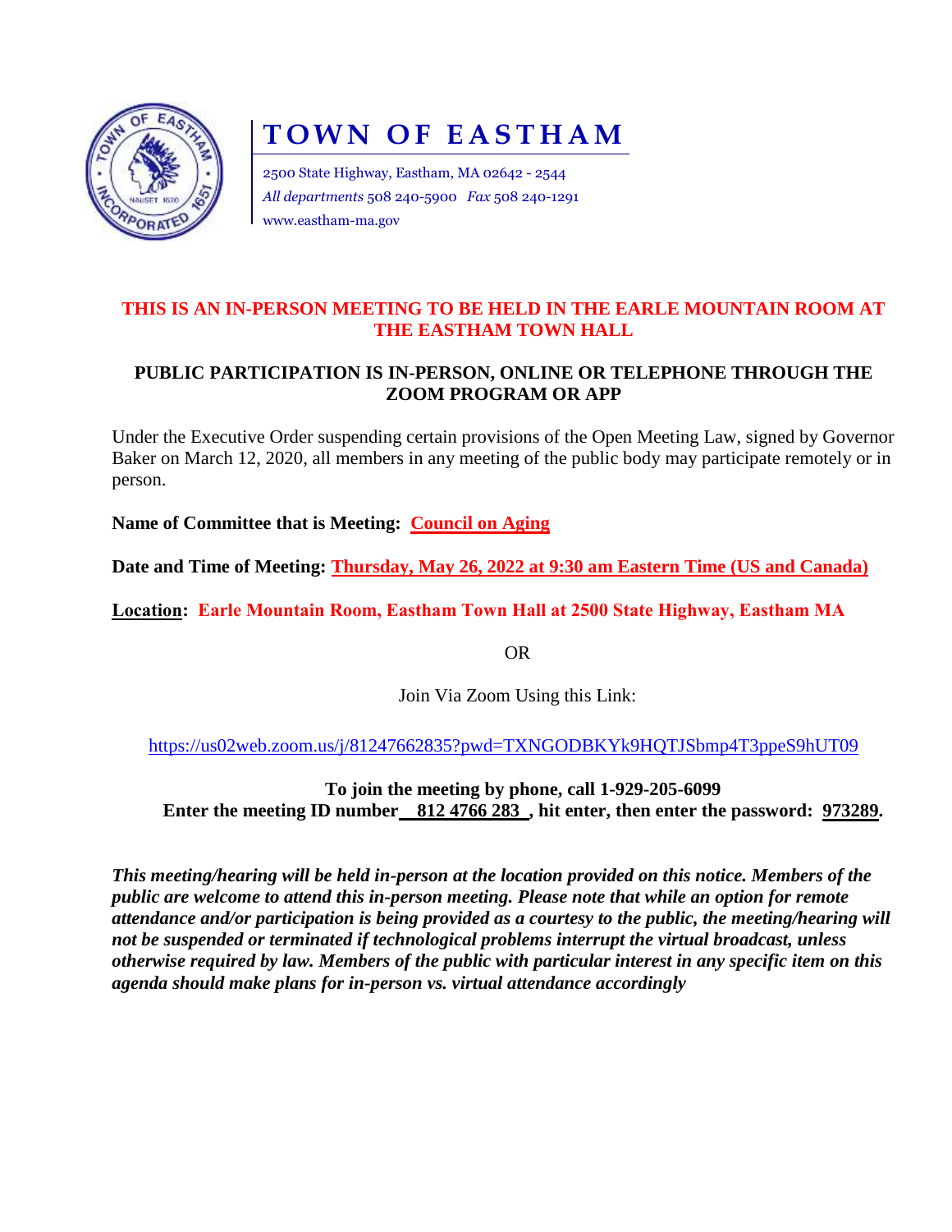# TOWN OF EASTHAM

2500 State Highway, Eastham, MA 02642 - 2544
*All departments* 508 240-5900 *Fax* 508 240-1291
www.eastham-ma.gov

**THIS IS AN IN-PERSON MEETING TO BE HELD IN THE EARLE MOUNTAIN ROOM AT THE EASTHAM TOWN HALL**

**PUBLIC PARTICIPATION IS IN-PERSON, ONLINE OR TELEPHONE THROUGH THE ZOOM PROGRAM OR APP**

Under the Executive Order suspending certain provisions of the Open Meeting Law, signed by Governor Baker on March 12, 2020, all members in any meeting of the public body may participate remotely or in person.

**Name of Committee that is Meeting: Council on Aging**

**Date and Time of Meeting: Thursday, May 26, 2022 at 9:30 am Eastern Time (US and Canada)**

**Location: Earle Mountain Room, Eastham Town Hall at 2500 State Highway, Eastham MA**

OR

Join Via Zoom Using this Link:

https://us02web.zoom.us/j/81247662835?pwd=TXNGODBKYk9HQTJSbmp4T3ppeS9hUT09

**To join the meeting by phone, call 1-929-205-6099**
**Enter the meeting ID number 812 4766 283 , hit enter, then enter the password: 973289.**

***This meeting/hearing will be held in-person at the location provided on this notice. Members of the public are welcome to attend this in-person meeting. Please note that while an option for remote attendance and/or participation is being provided as a courtesy to the public, the meeting/hearing will not be suspended or terminated if technological problems interrupt the virtual broadcast, unless otherwise required by law. Members of the public with particular interest in any specific item on this agenda should make plans for in-person vs. virtual attendance accordingly***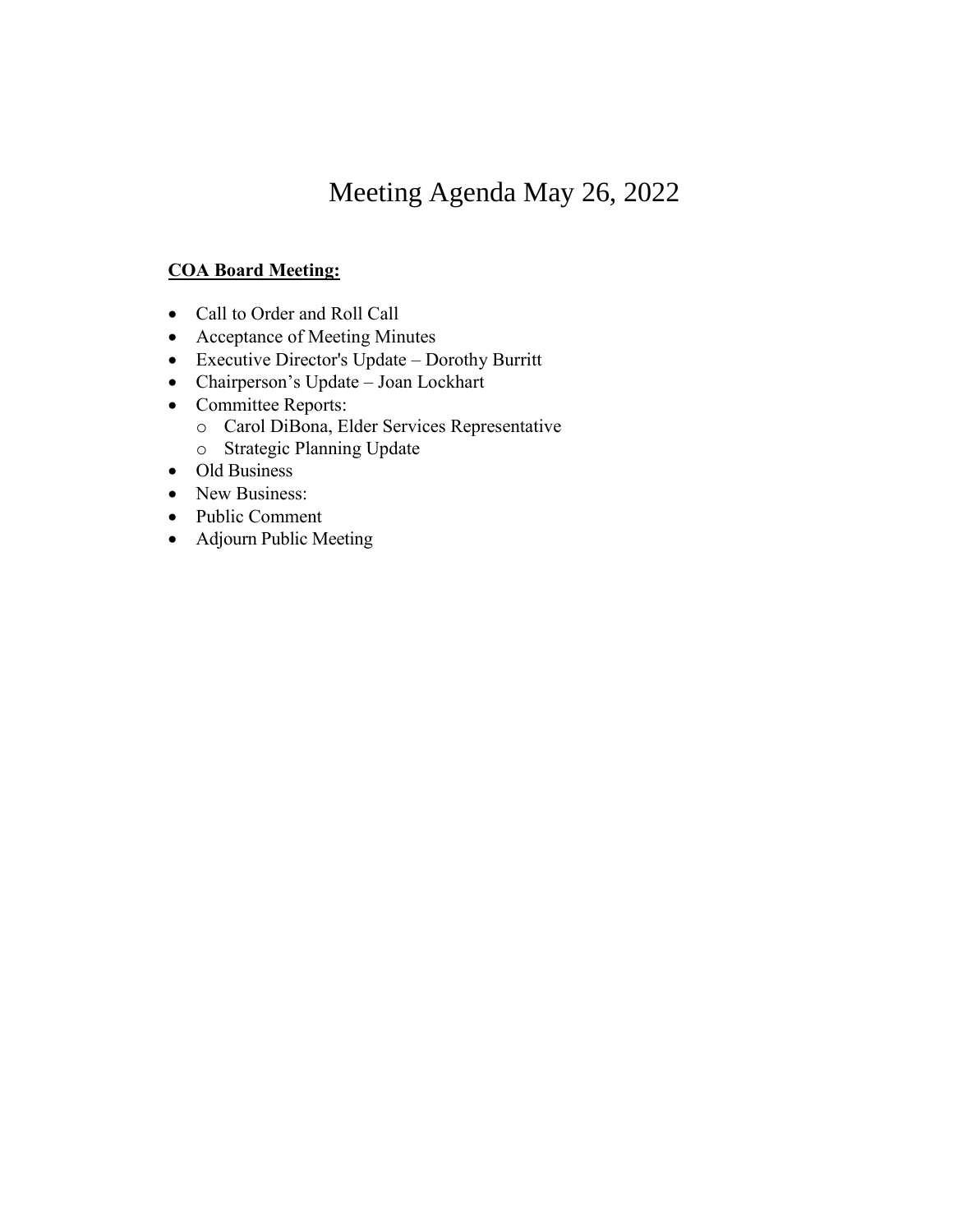# Meeting Agenda May 26, 2022

**COA Board Meeting:**

- Call to Order and Roll Call
- Acceptance of Meeting Minutes
- Executive Director's Update – Dorothy Burritt
- Chairperson's Update – Joan Lockhart
- Committee Reports:
  - Carol DiBona, Elder Services Representative
  - Strategic Planning Update
- Old Business
- New Business:
- Public Comment
- Adjourn Public Meeting